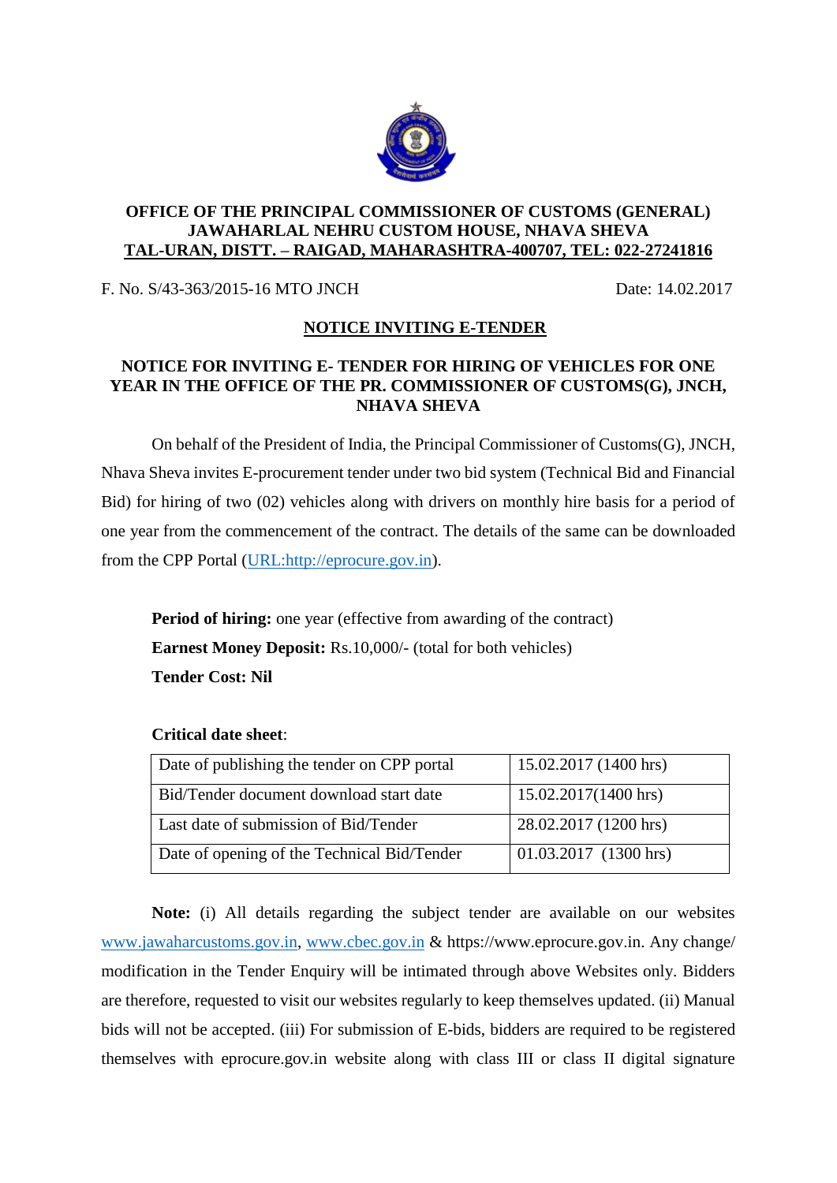**OFFICE OF THE PRINCIPAL COMMISSIONER OF CUSTOMS (GENERAL)**
**JAWAHARLAL NEHRU CUSTOM HOUSE, NHAVA SHEVA**
**TAL-URAN, DISTT. – RAIGAD, MAHARASHTRA-400707, TEL: 022-27241816**

F. No. S/43-363/2015-16 MTO JNCH                                                                 Date: 14.02.2017

## NOTICE INVITING E-TENDER

### NOTICE FOR INVITING E- TENDER FOR HIRING OF VEHICLES FOR ONE YEAR IN THE OFFICE OF THE PR. COMMISSIONER OF CUSTOMS(G), JNCH, NHAVA SHEVA

On behalf of the President of India, the Principal Commissioner of Customs(G), JNCH, Nhava Sheva invites E-procurement tender under two bid system (Technical Bid and Financial Bid) for hiring of two (02) vehicles along with drivers on monthly hire basis for a period of one year from the commencement of the contract. The details of the same can be downloaded from the CPP Portal (URL:http://eprocure.gov.in).

**Period of hiring:** one year (effective from awarding of the contract)
**Earnest Money Deposit:** Rs.10,000/- (total for both vehicles)
**Tender Cost: Nil**

**Critical date sheet**:

| | |
|---|---|
| Date of publishing the tender on CPP portal | 15.02.2017 (1400 hrs) |
| Bid/Tender document download start date | 15.02.2017(1400 hrs) |
| Last date of submission of Bid/Tender | 28.02.2017 (1200 hrs) |
| Date of opening of the Technical Bid/Tender | 01.03.2017 (1300 hrs) |

**Note:** (i) All details regarding the subject tender are available on our websites www.jawaharcustoms.gov.in, www.cbec.gov.in & https://www.eprocure.gov.in. Any change/ modification in the Tender Enquiry will be intimated through above Websites only. Bidders are therefore, requested to visit our websites regularly to keep themselves updated. (ii) Manual bids will not be accepted. (iii) For submission of E-bids, bidders are required to be registered themselves with eprocure.gov.in website along with class III or class II digital signature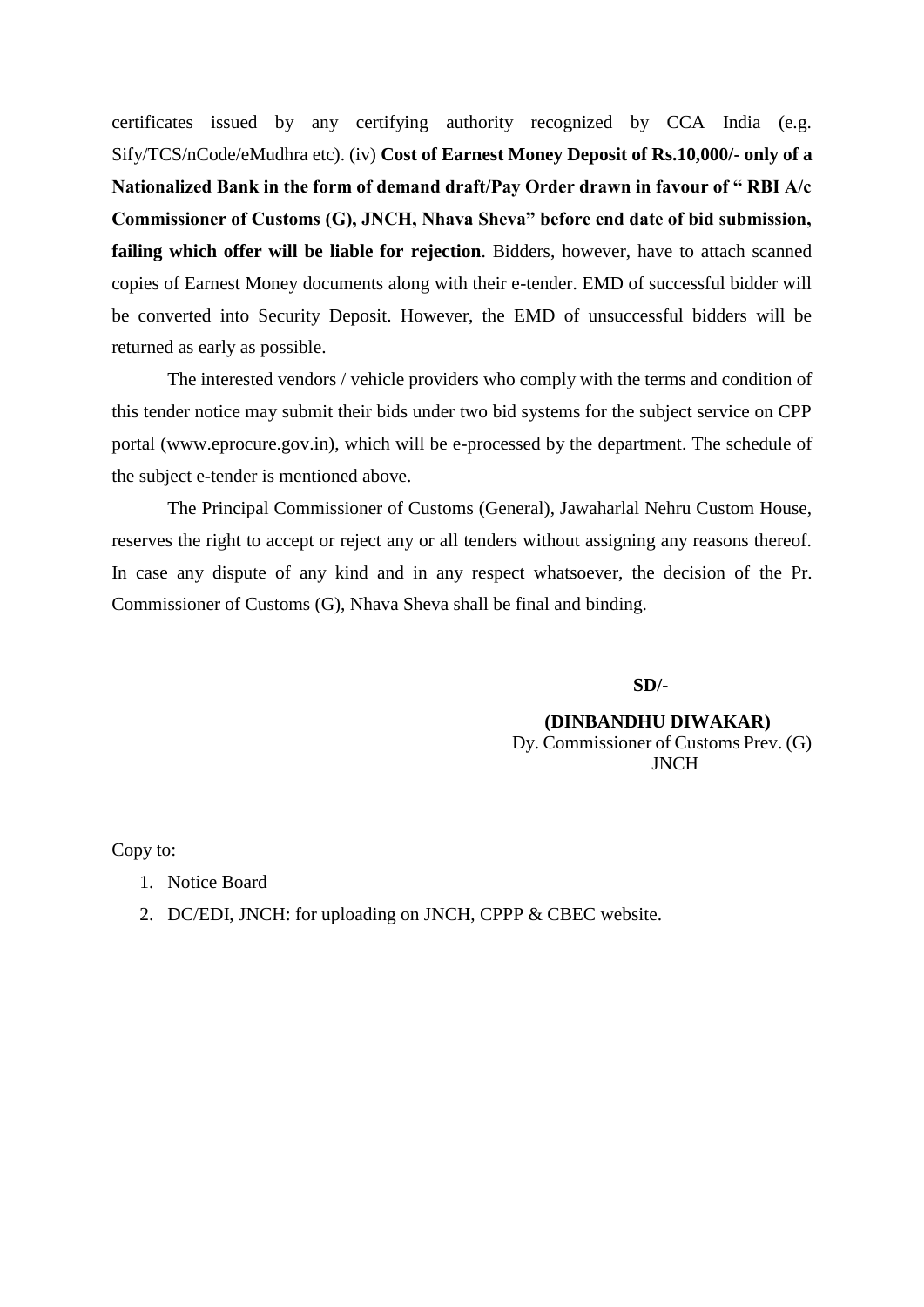certificates issued by any certifying authority recognized by CCA India (e.g. Sify/TCS/nCode/eMudhra etc). (iv) **Cost of Earnest Money Deposit of Rs.10,000/- only of a Nationalized Bank in the form of demand draft/Pay Order drawn in favour of " RBI A/c Commissioner of Customs (G), JNCH, Nhava Sheva" before end date of bid submission, failing which offer will be liable for rejection**. Bidders, however, have to attach scanned copies of Earnest Money documents along with their e-tender. EMD of successful bidder will be converted into Security Deposit. However, the EMD of unsuccessful bidders will be returned as early as possible.

The interested vendors / vehicle providers who comply with the terms and condition of this tender notice may submit their bids under two bid systems for the subject service on CPP portal (www.eprocure.gov.in), which will be e-processed by the department. The schedule of the subject e-tender is mentioned above.

The Principal Commissioner of Customs (General), Jawaharlal Nehru Custom House, reserves the right to accept or reject any or all tenders without assigning any reasons thereof. In case any dispute of any kind and in any respect whatsoever, the decision of the Pr. Commissioner of Customs (G), Nhava Sheva shall be final and binding.

**SD/-**

**(DINBANDHU DIWAKAR)**
Dy. Commissioner of Customs Prev. (G)
JNCH

Copy to:

1. Notice Board
2. DC/EDI, JNCH: for uploading on JNCH, CPPP & CBEC website.